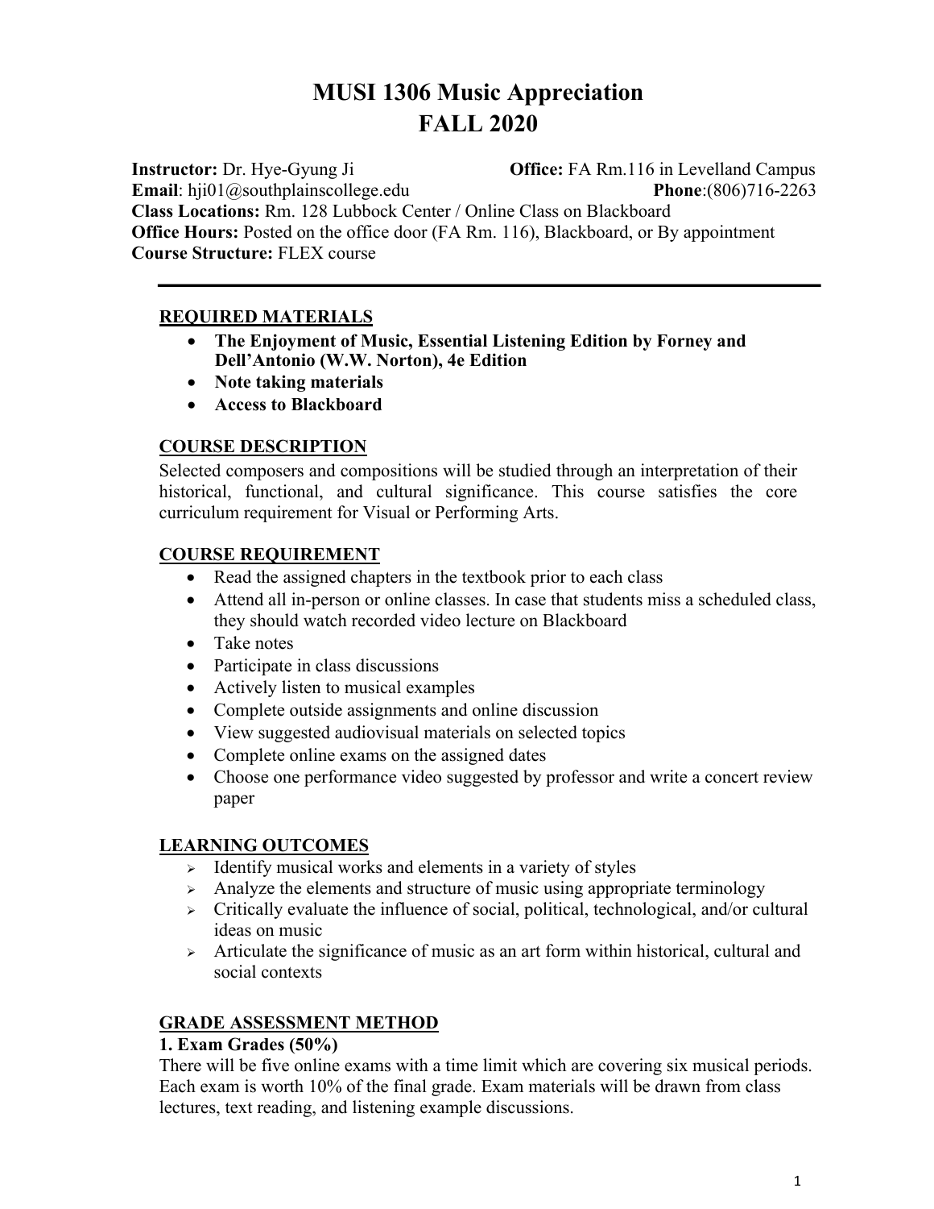# MUSI 1306 Music Appreciation
# FALL 2020

**Instructor:** Dr. Hye-Gyung Ji **Office:** FA Rm.116 in Levelland Campus
**Email**: hji01@southplainscollege.edu **Phone**:(806)716-2263
**Class Locations:** Rm. 128 Lubbock Center / Online Class on Blackboard
**Office Hours:** Posted on the office door (FA Rm. 116), Blackboard, or By appointment
**Course Structure:** FLEX course

---

## REQUIRED MATERIALS

- **The Enjoyment of Music, Essential Listening Edition by Forney and Dell'Antonio (W.W. Norton), 4e Edition**
- **Note taking materials**
- **Access to Blackboard**

## COURSE DESCRIPTION

Selected composers and compositions will be studied through an interpretation of their historical, functional, and cultural significance. This course satisfies the core curriculum requirement for Visual or Performing Arts.

## COURSE REQUIREMENT

- Read the assigned chapters in the textbook prior to each class
- Attend all in-person or online classes. In case that students miss a scheduled class, they should watch recorded video lecture on Blackboard
- Take notes
- Participate in class discussions
- Actively listen to musical examples
- Complete outside assignments and online discussion
- View suggested audiovisual materials on selected topics
- Complete online exams on the assigned dates
- Choose one performance video suggested by professor and write a concert review paper

## LEARNING OUTCOMES

- Identify musical works and elements in a variety of styles
- Analyze the elements and structure of music using appropriate terminology
- Critically evaluate the influence of social, political, technological, and/or cultural ideas on music
- Articulate the significance of music as an art form within historical, cultural and social contexts

## GRADE ASSESSMENT METHOD

### 1. Exam Grades (50%)

There will be five online exams with a time limit which are covering six musical periods. Each exam is worth 10% of the final grade. Exam materials will be drawn from class lectures, text reading, and listening example discussions.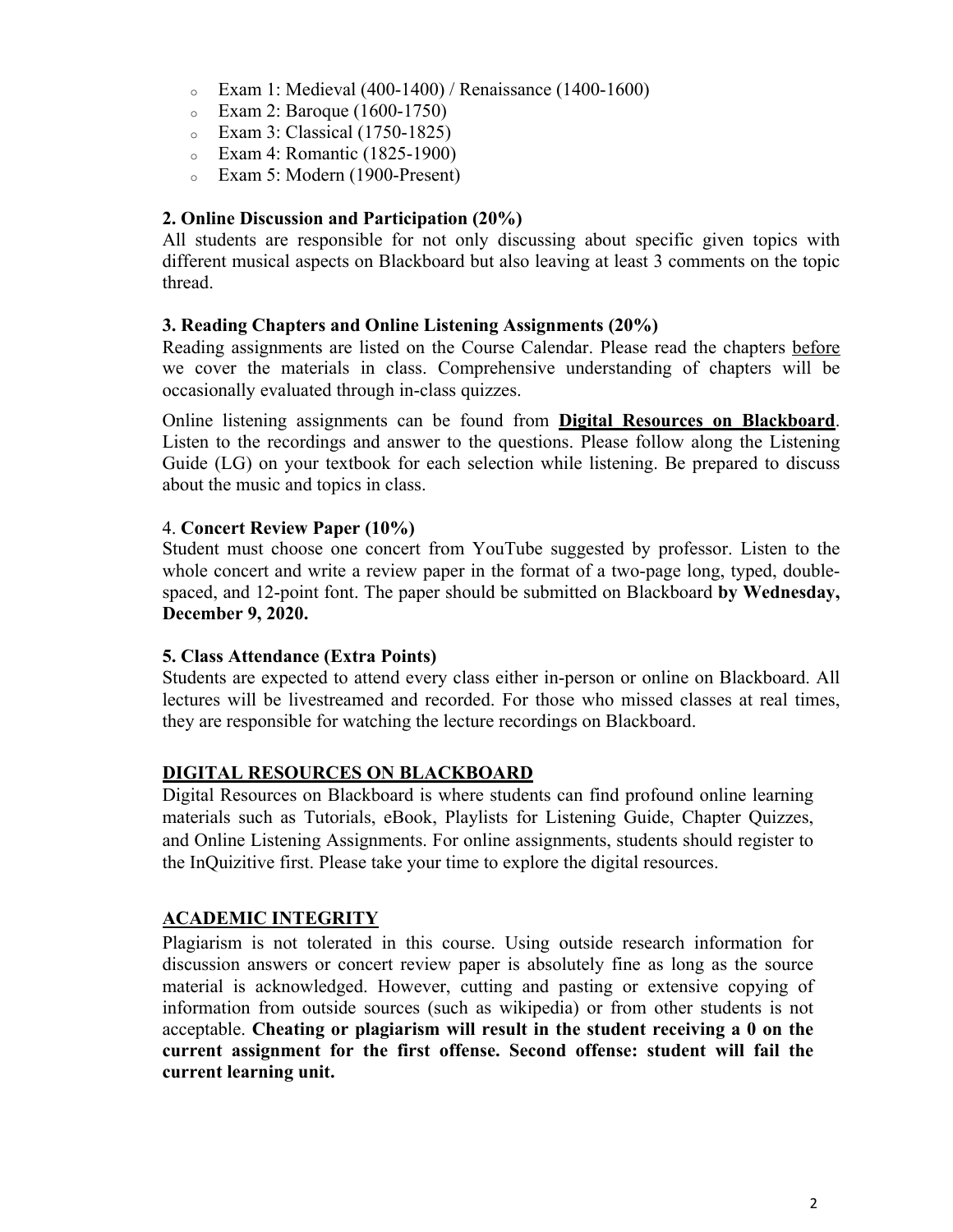- Exam 1: Medieval (400-1400) / Renaissance (1400-1600)
- Exam 2: Baroque (1600-1750)
- Exam 3: Classical (1750-1825)
- Exam 4: Romantic (1825-1900)
- Exam 5: Modern (1900-Present)

**2. Online Discussion and Participation (20%)**

All students are responsible for not only discussing about specific given topics with different musical aspects on Blackboard but also leaving at least 3 comments on the topic thread.

**3. Reading Chapters and Online Listening Assignments (20%)**

Reading assignments are listed on the Course Calendar. Please read the chapters <u>before</u> we cover the materials in class. Comprehensive understanding of chapters will be occasionally evaluated through in-class quizzes.

Online listening assignments can be found from <u>**Digital Resources on Blackboard**</u>. Listen to the recordings and answer to the questions. Please follow along the Listening Guide (LG) on your textbook for each selection while listening. Be prepared to discuss about the music and topics in class.

4. **Concert Review Paper (10%)**

Student must choose one concert from YouTube suggested by professor. Listen to the whole concert and write a review paper in the format of a two-page long, typed, double-spaced, and 12-point font. The paper should be submitted on Blackboard **by Wednesday, December 9, 2020.**

**5. Class Attendance (Extra Points)**

Students are expected to attend every class either in-person or online on Blackboard. All lectures will be livestreamed and recorded. For those who missed classes at real times, they are responsible for watching the lecture recordings on Blackboard.

## <u>DIGITAL RESOURCES ON BLACKBOARD</u>

Digital Resources on Blackboard is where students can find profound online learning materials such as Tutorials, eBook, Playlists for Listening Guide, Chapter Quizzes, and Online Listening Assignments. For online assignments, students should register to the InQuizitive first. Please take your time to explore the digital resources.

## <u>ACADEMIC INTEGRITY</u>

Plagiarism is not tolerated in this course. Using outside research information for discussion answers or concert review paper is absolutely fine as long as the source material is acknowledged. However, cutting and pasting or extensive copying of information from outside sources (such as wikipedia) or from other students is not acceptable. **Cheating or plagiarism will result in the student receiving a 0 on the current assignment for the first offense. Second offense: student will fail the current learning unit.**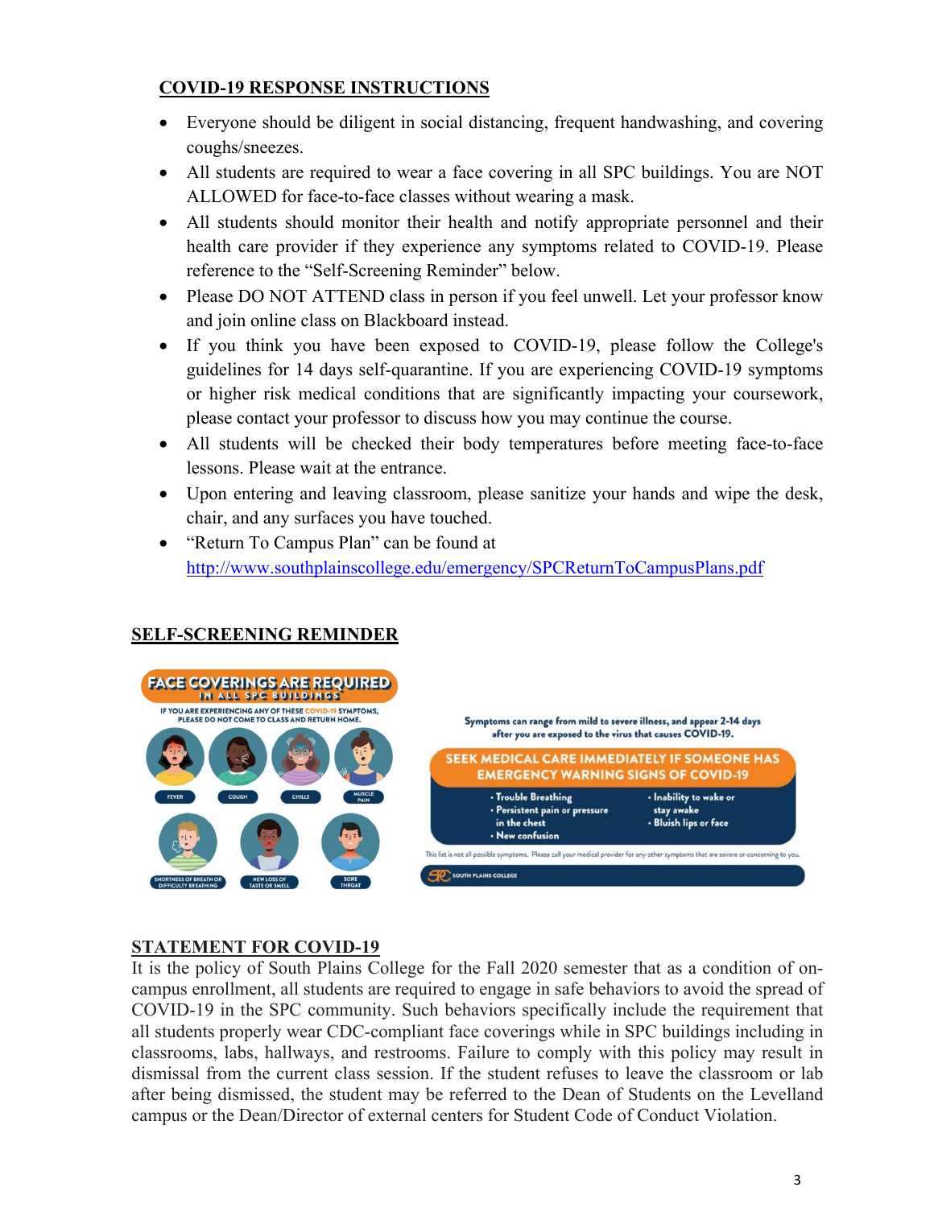## COVID-19 RESPONSE INSTRUCTIONS

- Everyone should be diligent in social distancing, frequent handwashing, and covering coughs/sneezes.
- All students are required to wear a face covering in all SPC buildings. You are NOT ALLOWED for face-to-face classes without wearing a mask.
- All students should monitor their health and notify appropriate personnel and their health care provider if they experience any symptoms related to COVID-19. Please reference to the "Self-Screening Reminder" below.
- Please DO NOT ATTEND class in person if you feel unwell. Let your professor know and join online class on Blackboard instead.
- If you think you have been exposed to COVID-19, please follow the College's guidelines for 14 days self-quarantine. If you are experiencing COVID-19 symptoms or higher risk medical conditions that are significantly impacting your coursework, please contact your professor to discuss how you may continue the course.
- All students will be checked their body temperatures before meeting face-to-face lessons. Please wait at the entrance.
- Upon entering and leaving classroom, please sanitize your hands and wipe the desk, chair, and any surfaces you have touched.
- "Return To Campus Plan" can be found at http://www.southplainscollege.edu/emergency/SPCReturnToCampusPlans.pdf

## SELF-SCREENING REMINDER

**FACE COVERINGS ARE REQUIRED IN ALL SPC BUILDINGS**

IF YOU ARE EXPERIENCING ANY OF THESE COVID-19 SYMPTOMS, PLEASE DO NOT COME TO CLASS AND RETURN HOME.

FEVER · COUGH · CHILLS · MUSCLE PAIN · SHORTNESS OF BREATH OR DIFFICULTY BREATHING · NEW LOSS OF TASTE OR SMELL · SORE THROAT

Symptoms can range from mild to severe illness, and appear 2-14 days after you are exposed to the virus that causes COVID-19.

**SEEK MEDICAL CARE IMMEDIATELY IF SOMEONE HAS EMERGENCY WARNING SIGNS OF COVID-19**

- Trouble Breathing
- Persistent pain or pressure in the chest
- New confusion
- Inability to wake or stay awake
- Bluish lips or face

This list is not all possible symptoms. Please call your medical provider for any other symptoms that are severe or concerning to you.

SOUTH PLAINS COLLEGE

## STATEMENT FOR COVID-19

It is the policy of South Plains College for the Fall 2020 semester that as a condition of on-campus enrollment, all students are required to engage in safe behaviors to avoid the spread of COVID-19 in the SPC community. Such behaviors specifically include the requirement that all students properly wear CDC-compliant face coverings while in SPC buildings including in classrooms, labs, hallways, and restrooms. Failure to comply with this policy may result in dismissal from the current class session. If the student refuses to leave the classroom or lab after being dismissed, the student may be referred to the Dean of Students on the Levelland campus or the Dean/Director of external centers for Student Code of Conduct Violation.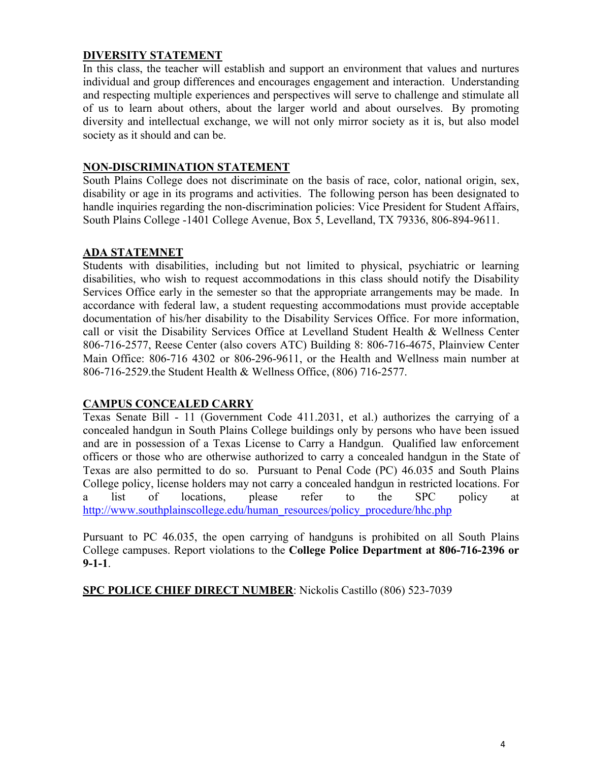**<u>DIVERSITY STATEMENT</u>**

In this class, the teacher will establish and support an environment that values and nurtures individual and group differences and encourages engagement and interaction. Understanding and respecting multiple experiences and perspectives will serve to challenge and stimulate all of us to learn about others, about the larger world and about ourselves. By promoting diversity and intellectual exchange, we will not only mirror society as it is, but also model society as it should and can be.

**<u>NON-DISCRIMINATION STATEMENT</u>**

South Plains College does not discriminate on the basis of race, color, national origin, sex, disability or age in its programs and activities. The following person has been designated to handle inquiries regarding the non-discrimination policies: Vice President for Student Affairs, South Plains College -1401 College Avenue, Box 5, Levelland, TX 79336, 806-894-9611.

**<u>ADA STATEMNET</u>**

Students with disabilities, including but not limited to physical, psychiatric or learning disabilities, who wish to request accommodations in this class should notify the Disability Services Office early in the semester so that the appropriate arrangements may be made. In accordance with federal law, a student requesting accommodations must provide acceptable documentation of his/her disability to the Disability Services Office. For more information, call or visit the Disability Services Office at Levelland Student Health & Wellness Center 806-716-2577, Reese Center (also covers ATC) Building 8: 806-716-4675, Plainview Center Main Office: 806-716 4302 or 806-296-9611, or the Health and Wellness main number at 806-716-2529.the Student Health & Wellness Office, (806) 716-2577.

**<u>CAMPUS CONCEALED CARRY</u>**

Texas Senate Bill - 11 (Government Code 411.2031, et al.) authorizes the carrying of a concealed handgun in South Plains College buildings only by persons who have been issued and are in possession of a Texas License to Carry a Handgun. Qualified law enforcement officers or those who are otherwise authorized to carry a concealed handgun in the State of Texas are also permitted to do so. Pursuant to Penal Code (PC) 46.035 and South Plains College policy, license holders may not carry a concealed handgun in restricted locations. For a list of locations, please refer to the SPC policy at http://www.southplainscollege.edu/human_resources/policy_procedure/hhc.php

Pursuant to PC 46.035, the open carrying of handguns is prohibited on all South Plains College campuses. Report violations to the **College Police Department at 806-716-2396 or 9-1-1**.

**<u>SPC POLICE CHIEF DIRECT NUMBER</u>**: Nickolis Castillo (806) 523-7039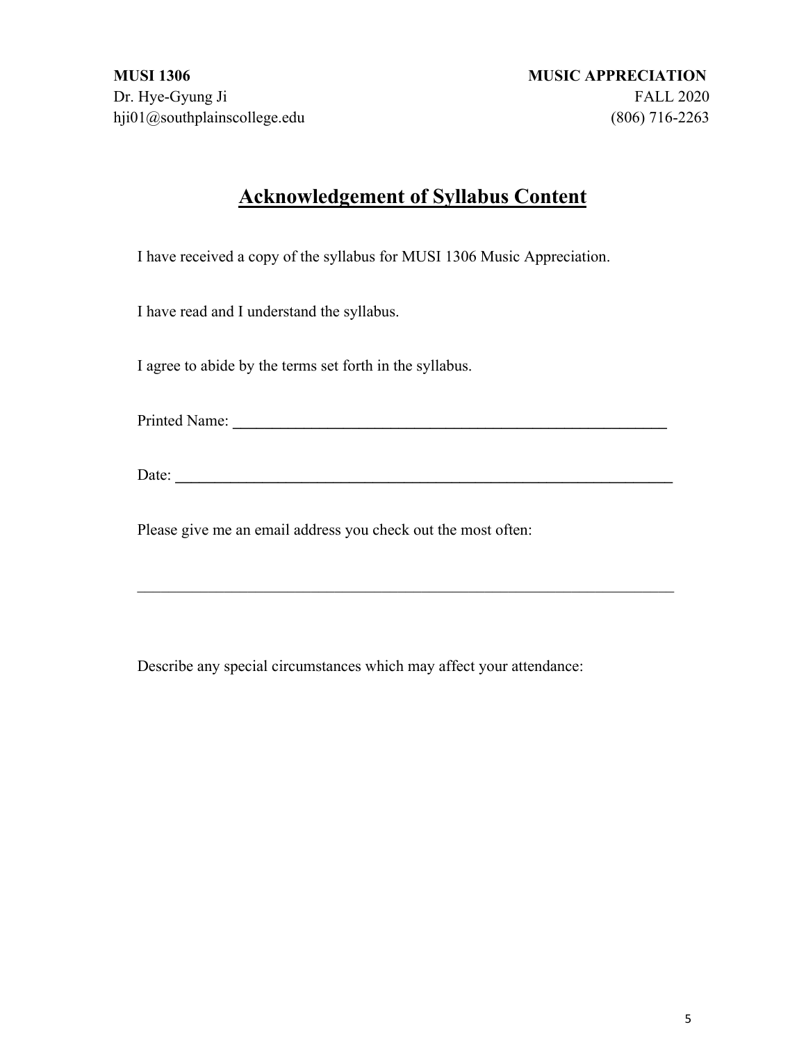**MUSI 1306** | **MUSIC APPRECIATION**
Dr. Hye-Gyung Ji | FALL 2020
hji01@southplainscollege.edu | (806) 716-2263

# Acknowledgement of Syllabus Content

I have received a copy of the syllabus for MUSI 1306 Music Appreciation.

I have read and I understand the syllabus.

I agree to abide by the terms set forth in the syllabus.

Printed Name: ____________________________________________________________

Date: ________________________________________________________________

Please give me an email address you check out the most often:

______________________________________________________________________

Describe any special circumstances which may affect your attendance: